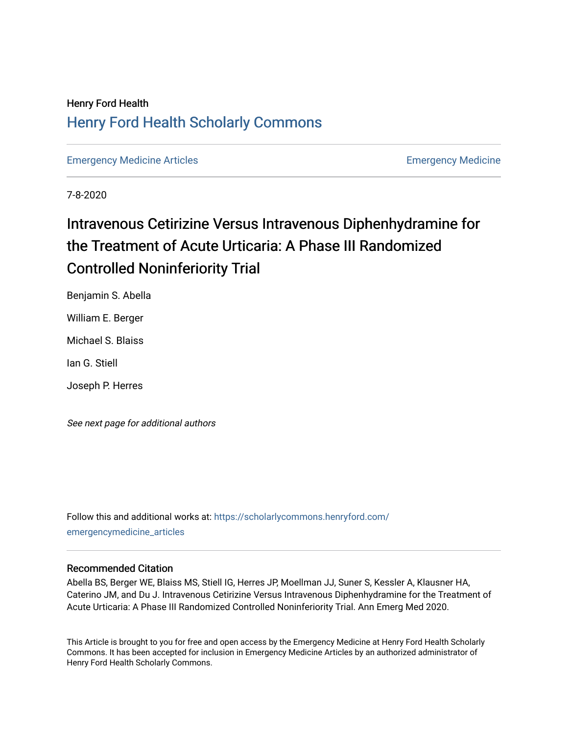Henry Ford Health

## Henry Ford Health Scholarly Commons

Emergency Medicine Articles | Emergency Medicine

7-8-2020

# Intravenous Cetirizine Versus Intravenous Diphenhydramine for the Treatment of Acute Urticaria: A Phase III Randomized Controlled Noninferiority Trial

Benjamin S. Abella

William E. Berger

Michael S. Blaiss

Ian G. Stiell

Joseph P. Herres

*See next page for additional authors*

Follow this and additional works at: https://scholarlycommons.henryford.com/emergencymedicine_articles

### Recommended Citation

Abella BS, Berger WE, Blaiss MS, Stiell IG, Herres JP, Moellman JJ, Suner S, Kessler A, Klausner HA, Caterino JM, and Du J. Intravenous Cetirizine Versus Intravenous Diphenhydramine for the Treatment of Acute Urticaria: A Phase III Randomized Controlled Noninferiority Trial. Ann Emerg Med 2020.

This Article is brought to you for free and open access by the Emergency Medicine at Henry Ford Health Scholarly Commons. It has been accepted for inclusion in Emergency Medicine Articles by an authorized administrator of Henry Ford Health Scholarly Commons.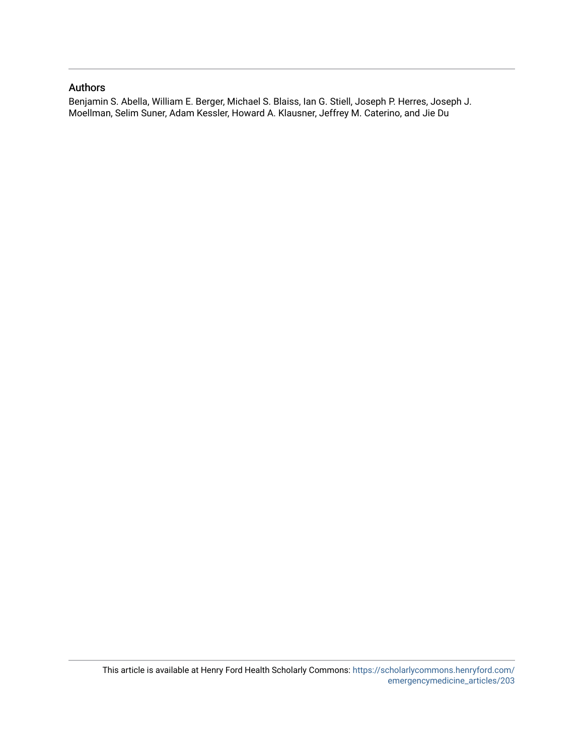## Authors

Benjamin S. Abella, William E. Berger, Michael S. Blaiss, Ian G. Stiell, Joseph P. Herres, Joseph J. Moellman, Selim Suner, Adam Kessler, Howard A. Klausner, Jeffrey M. Caterino, and Jie Du

This article is available at Henry Ford Health Scholarly Commons: https://scholarlycommons.henryford.com/emergencymedicine_articles/203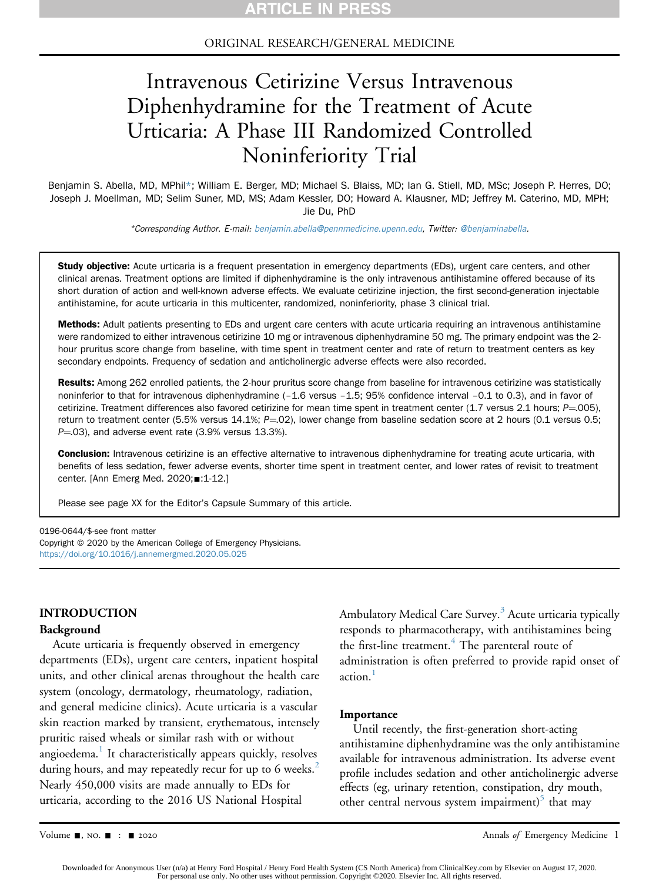ORIGINAL RESEARCH/GENERAL MEDICINE

# Intravenous Cetirizine Versus Intravenous Diphenhydramine for the Treatment of Acute Urticaria: A Phase III Randomized Controlled Noninferiority Trial

Benjamin S. Abella, MD, MPhil*; William E. Berger, MD; Michael S. Blaiss, MD; Ian G. Stiell, MD, MSc; Joseph P. Herres, DO; Joseph J. Moellman, MD; Selim Suner, MD, MS; Adam Kessler, DO; Howard A. Klausner, MD; Jeffrey M. Caterino, MD, MPH; Jie Du, PhD

*Corresponding Author. E-mail: benjamin.abella@pennmedicine.upenn.edu, Twitter: @benjaminabella.

**Study objective:** Acute urticaria is a frequent presentation in emergency departments (EDs), urgent care centers, and other clinical arenas. Treatment options are limited if diphenhydramine is the only intravenous antihistamine offered because of its short duration of action and well-known adverse effects. We evaluate cetirizine injection, the first second-generation injectable antihistamine, for acute urticaria in this multicenter, randomized, noninferiority, phase 3 clinical trial.

**Methods:** Adult patients presenting to EDs and urgent care centers with acute urticaria requiring an intravenous antihistamine were randomized to either intravenous cetirizine 10 mg or intravenous diphenhydramine 50 mg. The primary endpoint was the 2-hour pruritus score change from baseline, with time spent in treatment center and rate of return to treatment centers as key secondary endpoints. Frequency of sedation and anticholinergic adverse effects were also recorded.

**Results:** Among 262 enrolled patients, the 2-hour pruritus score change from baseline for intravenous cetirizine was statistically noninferior to that for intravenous diphenhydramine (–1.6 versus –1.5; 95% confidence interval –0.1 to 0.3), and in favor of cetirizine. Treatment differences also favored cetirizine for mean time spent in treatment center (1.7 versus 2.1 hours; $P$=.005), return to treatment center (5.5% versus 14.1%; $P$=.02), lower change from baseline sedation score at 2 hours (0.1 versus 0.5; $P$=.03), and adverse event rate (3.9% versus 13.3%).

**Conclusion:** Intravenous cetirizine is an effective alternative to intravenous diphenhydramine for treating acute urticaria, with benefits of less sedation, fewer adverse events, shorter time spent in treatment center, and lower rates of revisit to treatment center. [Ann Emerg Med. 2020;■:1-12.]

Please see page XX for the Editor's Capsule Summary of this article.

0196-0644/$-see front matter
Copyright © 2020 by the American College of Emergency Physicians.
https://doi.org/10.1016/j.annemergmed.2020.05.025

## INTRODUCTION

### Background

Acute urticaria is frequently observed in emergency departments (EDs), urgent care centers, inpatient hospital units, and other clinical arenas throughout the health care system (oncology, dermatology, rheumatology, radiation, and general medicine clinics). Acute urticaria is a vascular skin reaction marked by transient, erythematous, intensely pruritic raised wheals or similar rash with or without angioedema.[1] It characteristically appears quickly, resolves during hours, and may repeatedly recur for up to 6 weeks.[2] Nearly 450,000 visits are made annually to EDs for urticaria, according to the 2016 US National Hospital Ambulatory Medical Care Survey.[3] Acute urticaria typically responds to pharmacotherapy, with antihistamines being the first-line treatment.[4] The parenteral route of administration is often preferred to provide rapid onset of action.[1]

### Importance

Until recently, the first-generation short-acting antihistamine diphenhydramine was the only antihistamine available for intravenous administration. Its adverse event profile includes sedation and other anticholinergic adverse effects (eg, urinary retention, constipation, dry mouth, other central nervous system impairment)[5] that may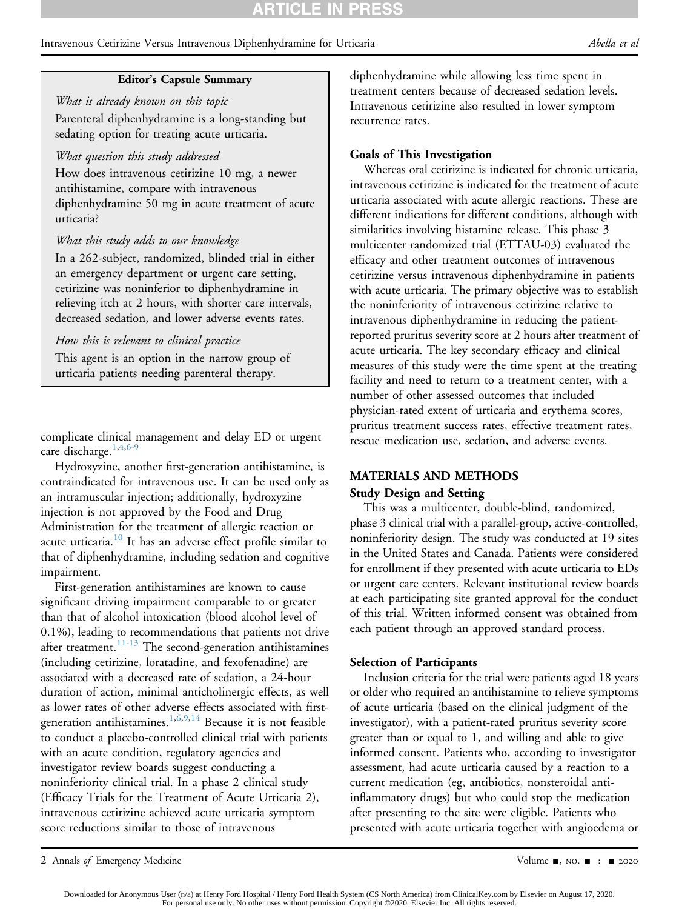**Editor's Capsule Summary**

*What is already known on this topic*

Parenteral diphenhydramine is a long-standing but sedating option for treating acute urticaria.

*What question this study addressed*

How does intravenous cetirizine 10 mg, a newer antihistamine, compare with intravenous diphenhydramine 50 mg in acute treatment of acute urticaria?

*What this study adds to our knowledge*

In a 262-subject, randomized, blinded trial in either an emergency department or urgent care setting, cetirizine was noninferior to diphenhydramine in relieving itch at 2 hours, with shorter care intervals, decreased sedation, and lower adverse events rates.

*How this is relevant to clinical practice*

This agent is an option in the narrow group of urticaria patients needing parenteral therapy.

complicate clinical management and delay ED or urgent care discharge.[1,4,6-9]

Hydroxyzine, another first-generation antihistamine, is contraindicated for intravenous use. It can be used only as an intramuscular injection; additionally, hydroxyzine injection is not approved by the Food and Drug Administration for the treatment of allergic reaction or acute urticaria.[10] It has an adverse effect profile similar to that of diphenhydramine, including sedation and cognitive impairment.

First-generation antihistamines are known to cause significant driving impairment comparable to or greater than that of alcohol intoxication (blood alcohol level of 0.1%), leading to recommendations that patients not drive after treatment.[11-13] The second-generation antihistamines (including cetirizine, loratadine, and fexofenadine) are associated with a decreased rate of sedation, a 24-hour duration of action, minimal anticholinergic effects, as well as lower rates of other adverse effects associated with first-generation antihistamines.[1,6,9,14] Because it is not feasible to conduct a placebo-controlled clinical trial with patients with an acute condition, regulatory agencies and investigator review boards suggest conducting a noninferiority clinical trial. In a phase 2 clinical study (Efficacy Trials for the Treatment of Acute Urticaria 2), intravenous cetirizine achieved acute urticaria symptom score reductions similar to those of intravenous diphenhydramine while allowing less time spent in treatment centers because of decreased sedation levels. Intravenous cetirizine also resulted in lower symptom recurrence rates.

### Goals of This Investigation

Whereas oral cetirizine is indicated for chronic urticaria, intravenous cetirizine is indicated for the treatment of acute urticaria associated with acute allergic reactions. These are different indications for different conditions, although with similarities involving histamine release. This phase 3 multicenter randomized trial (ETTAU-03) evaluated the efficacy and other treatment outcomes of intravenous cetirizine versus intravenous diphenhydramine in patients with acute urticaria. The primary objective was to establish the noninferiority of intravenous cetirizine relative to intravenous diphenhydramine in reducing the patient-reported pruritus severity score at 2 hours after treatment of acute urticaria. The key secondary efficacy and clinical measures of this study were the time spent at the treating facility and need to return to a treatment center, with a number of other assessed outcomes that included physician-rated extent of urticaria and erythema scores, pruritus treatment success rates, effective treatment rates, rescue medication use, sedation, and adverse events.

## MATERIALS AND METHODS

### Study Design and Setting

This was a multicenter, double-blind, randomized, phase 3 clinical trial with a parallel-group, active-controlled, noninferiority design. The study was conducted at 19 sites in the United States and Canada. Patients were considered for enrollment if they presented with acute urticaria to EDs or urgent care centers. Relevant institutional review boards at each participating site granted approval for the conduct of this trial. Written informed consent was obtained from each patient through an approved standard process.

### Selection of Participants

Inclusion criteria for the trial were patients aged 18 years or older who required an antihistamine to relieve symptoms of acute urticaria (based on the clinical judgment of the investigator), with a patient-rated pruritus severity score greater than or equal to 1, and willing and able to give informed consent. Patients who, according to investigator assessment, had acute urticaria caused by a reaction to a current medication (eg, antibiotics, nonsteroidal anti-inflammatory drugs) but who could stop the medication after presenting to the site were eligible. Patients who presented with acute urticaria together with angioedema or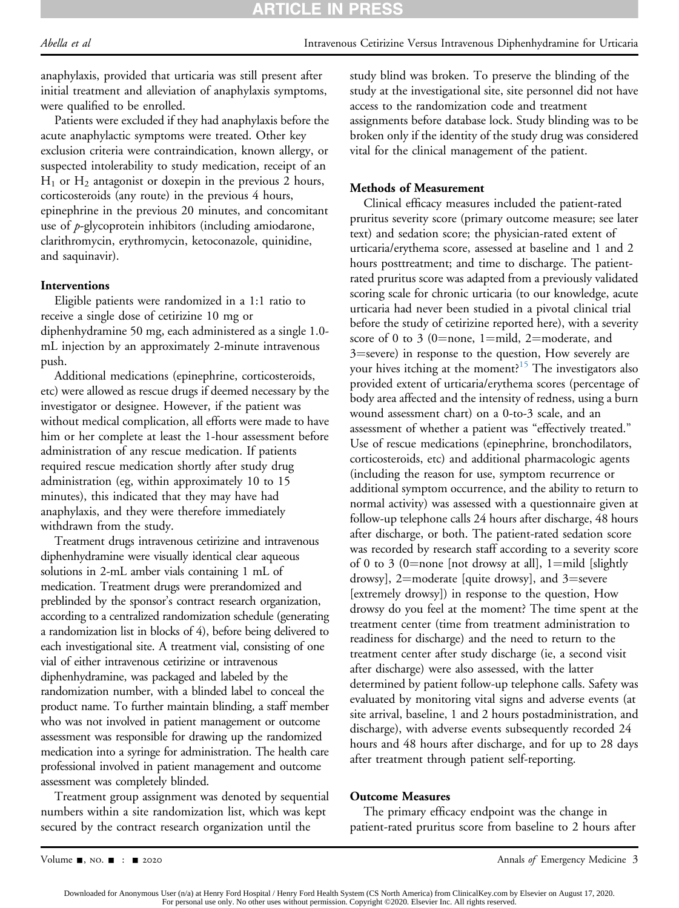anaphylaxis, provided that urticaria was still present after initial treatment and alleviation of anaphylaxis symptoms, were qualified to be enrolled.

Patients were excluded if they had anaphylaxis before the acute anaphylactic symptoms were treated. Other key exclusion criteria were contraindication, known allergy, or suspected intolerability to study medication, receipt of an $H_1$ or $H_2$ antagonist or doxepin in the previous 2 hours, corticosteroids (any route) in the previous 4 hours, epinephrine in the previous 20 minutes, and concomitant use of *p*-glycoprotein inhibitors (including amiodarone, clarithromycin, erythromycin, ketoconazole, quinidine, and saquinavir).

### Interventions

Eligible patients were randomized in a 1:1 ratio to receive a single dose of cetirizine 10 mg or diphenhydramine 50 mg, each administered as a single 1.0-mL injection by an approximately 2-minute intravenous push.

Additional medications (epinephrine, corticosteroids, etc) were allowed as rescue drugs if deemed necessary by the investigator or designee. However, if the patient was without medical complication, all efforts were made to have him or her complete at least the 1-hour assessment before administration of any rescue medication. If patients required rescue medication shortly after study drug administration (eg, within approximately 10 to 15 minutes), this indicated that they may have had anaphylaxis, and they were therefore immediately withdrawn from the study.

Treatment drugs intravenous cetirizine and intravenous diphenhydramine were visually identical clear aqueous solutions in 2-mL amber vials containing 1 mL of medication. Treatment drugs were prerandomized and preblinded by the sponsor's contract research organization, according to a centralized randomization schedule (generating a randomization list in blocks of 4), before being delivered to each investigational site. A treatment vial, consisting of one vial of either intravenous cetirizine or intravenous diphenhydramine, was packaged and labeled by the randomization number, with a blinded label to conceal the product name. To further maintain blinding, a staff member who was not involved in patient management or outcome assessment was responsible for drawing up the randomized medication into a syringe for administration. The health care professional involved in patient management and outcome assessment was completely blinded.

Treatment group assignment was denoted by sequential numbers within a site randomization list, which was kept secured by the contract research organization until the study blind was broken. To preserve the blinding of the study at the investigational site, site personnel did not have access to the randomization code and treatment assignments before database lock. Study blinding was to be broken only if the identity of the study drug was considered vital for the clinical management of the patient.

### Methods of Measurement

Clinical efficacy measures included the patient-rated pruritus severity score (primary outcome measure; see later text) and sedation score; the physician-rated extent of urticaria/erythema score, assessed at baseline and 1 and 2 hours posttreatment; and time to discharge. The patient-rated pruritus score was adapted from a previously validated scoring scale for chronic urticaria (to our knowledge, acute urticaria had never been studied in a pivotal clinical trial before the study of cetirizine reported here), with a severity score of 0 to 3 (0=none, 1=mild, 2=moderate, and 3=severe) in response to the question, How severely are your hives itching at the moment?[15] The investigators also provided extent of urticaria/erythema scores (percentage of body area affected and the intensity of redness, using a burn wound assessment chart) on a 0-to-3 scale, and an assessment of whether a patient was "effectively treated." Use of rescue medications (epinephrine, bronchodilators, corticosteroids, etc) and additional pharmacologic agents (including the reason for use, symptom recurrence or additional symptom occurrence, and the ability to return to normal activity) was assessed with a questionnaire given at follow-up telephone calls 24 hours after discharge, 48 hours after discharge, or both. The patient-rated sedation score was recorded by research staff according to a severity score of 0 to 3 (0=none [not drowsy at all], 1=mild [slightly drowsy], 2=moderate [quite drowsy], and 3=severe [extremely drowsy]) in response to the question, How drowsy do you feel at the moment? The time spent at the treatment center (time from treatment administration to readiness for discharge) and the need to return to the treatment center after study discharge (ie, a second visit after discharge) were also assessed, with the latter determined by patient follow-up telephone calls. Safety was evaluated by monitoring vital signs and adverse events (at site arrival, baseline, 1 and 2 hours postadministration, and discharge), with adverse events subsequently recorded 24 hours and 48 hours after discharge, and for up to 28 days after treatment through patient self-reporting.

### Outcome Measures

The primary efficacy endpoint was the change in patient-rated pruritus score from baseline to 2 hours after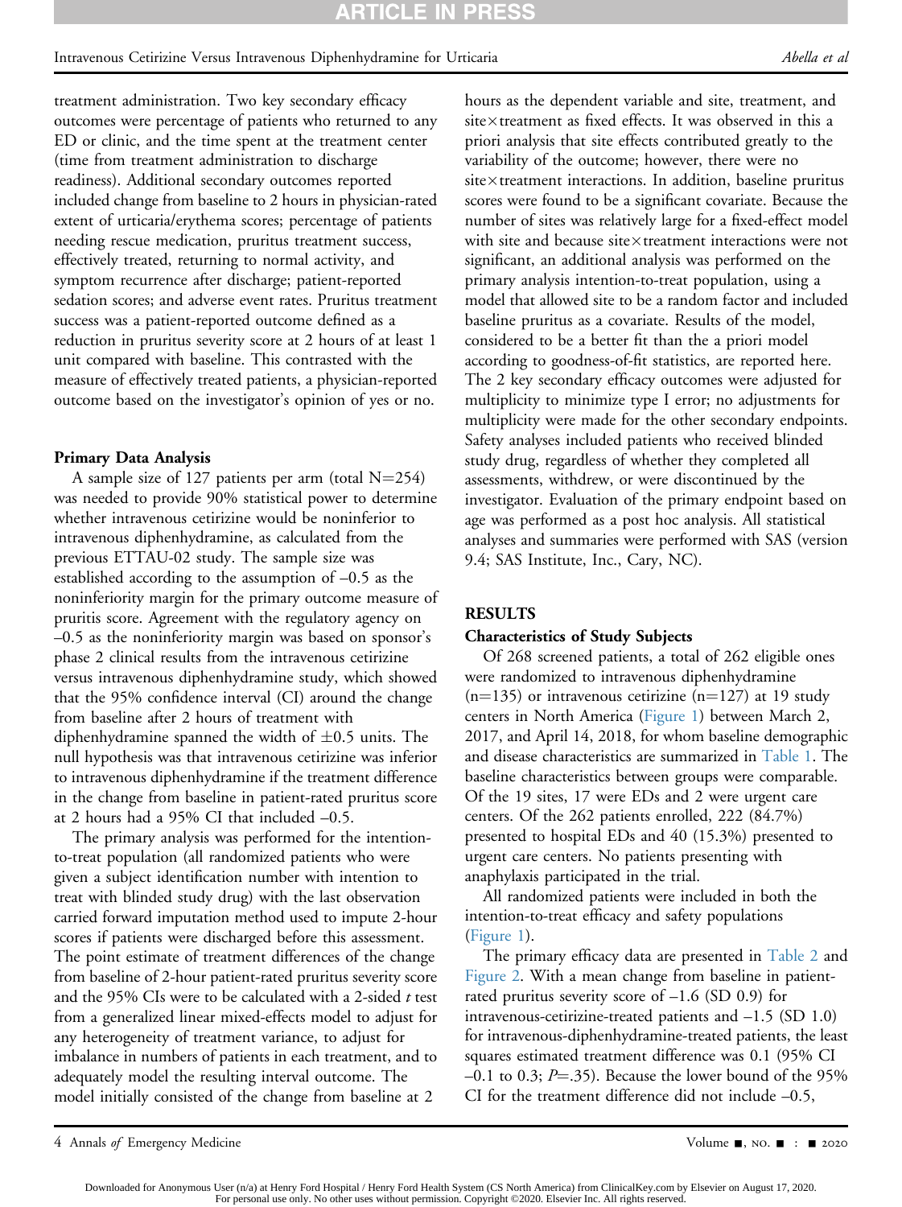treatment administration. Two key secondary efficacy outcomes were percentage of patients who returned to any ED or clinic, and the time spent at the treatment center (time from treatment administration to discharge readiness). Additional secondary outcomes reported included change from baseline to 2 hours in physician-rated extent of urticaria/erythema scores; percentage of patients needing rescue medication, pruritus treatment success, effectively treated, returning to normal activity, and symptom recurrence after discharge; patient-reported sedation scores; and adverse event rates. Pruritus treatment success was a patient-reported outcome defined as a reduction in pruritus severity score at 2 hours of at least 1 unit compared with baseline. This contrasted with the measure of effectively treated patients, a physician-reported outcome based on the investigator's opinion of yes or no.

#### Primary Data Analysis

A sample size of 127 patients per arm (total N=254) was needed to provide 90% statistical power to determine whether intravenous cetirizine would be noninferior to intravenous diphenhydramine, as calculated from the previous ETTAU-02 study. The sample size was established according to the assumption of –0.5 as the noninferiority margin for the primary outcome measure of pruritis score. Agreement with the regulatory agency on –0.5 as the noninferiority margin was based on sponsor's phase 2 clinical results from the intravenous cetirizine versus intravenous diphenhydramine study, which showed that the 95% confidence interval (CI) around the change from baseline after 2 hours of treatment with diphenhydramine spanned the width of ±0.5 units. The null hypothesis was that intravenous cetirizine was inferior to intravenous diphenhydramine if the treatment difference in the change from baseline in patient-rated pruritus score at 2 hours had a 95% CI that included –0.5.

The primary analysis was performed for the intention-to-treat population (all randomized patients who were given a subject identification number with intention to treat with blinded study drug) with the last observation carried forward imputation method used to impute 2-hour scores if patients were discharged before this assessment. The point estimate of treatment differences of the change from baseline of 2-hour patient-rated pruritus severity score and the 95% CIs were to be calculated with a 2-sided *t* test from a generalized linear mixed-effects model to adjust for any heterogeneity of treatment variance, to adjust for imbalance in numbers of patients in each treatment, and to adequately model the resulting interval outcome. The model initially consisted of the change from baseline at 2 hours as the dependent variable and site, treatment, and site×treatment as fixed effects. It was observed in this a priori analysis that site effects contributed greatly to the variability of the outcome; however, there were no site×treatment interactions. In addition, baseline pruritus scores were found to be a significant covariate. Because the number of sites was relatively large for a fixed-effect model with site and because site×treatment interactions were not significant, an additional analysis was performed on the primary analysis intention-to-treat population, using a model that allowed site to be a random factor and included baseline pruritus as a covariate. Results of the model, considered to be a better fit than the a priori model according to goodness-of-fit statistics, are reported here. The 2 key secondary efficacy outcomes were adjusted for multiplicity to minimize type I error; no adjustments for multiplicity were made for the other secondary endpoints. Safety analyses included patients who received blinded study drug, regardless of whether they completed all assessments, withdrew, or were discontinued by the investigator. Evaluation of the primary endpoint based on age was performed as a post hoc analysis. All statistical analyses and summaries were performed with SAS (version 9.4; SAS Institute, Inc., Cary, NC).

## RESULTS

#### Characteristics of Study Subjects

Of 268 screened patients, a total of 262 eligible ones were randomized to intravenous diphenhydramine (n=135) or intravenous cetirizine (n=127) at 19 study centers in North America (Figure 1) between March 2, 2017, and April 14, 2018, for whom baseline demographic and disease characteristics are summarized in Table 1. The baseline characteristics between groups were comparable. Of the 19 sites, 17 were EDs and 2 were urgent care centers. Of the 262 patients enrolled, 222 (84.7%) presented to hospital EDs and 40 (15.3%) presented to urgent care centers. No patients presenting with anaphylaxis participated in the trial.

All randomized patients were included in both the intention-to-treat efficacy and safety populations (Figure 1).

The primary efficacy data are presented in Table 2 and Figure 2. With a mean change from baseline in patient-rated pruritus severity score of –1.6 (SD 0.9) for intravenous-cetirizine-treated patients and –1.5 (SD 1.0) for intravenous-diphenhydramine-treated patients, the least squares estimated treatment difference was 0.1 (95% CI –0.1 to 0.3; $P$=.35). Because the lower bound of the 95% CI for the treatment difference did not include –0.5,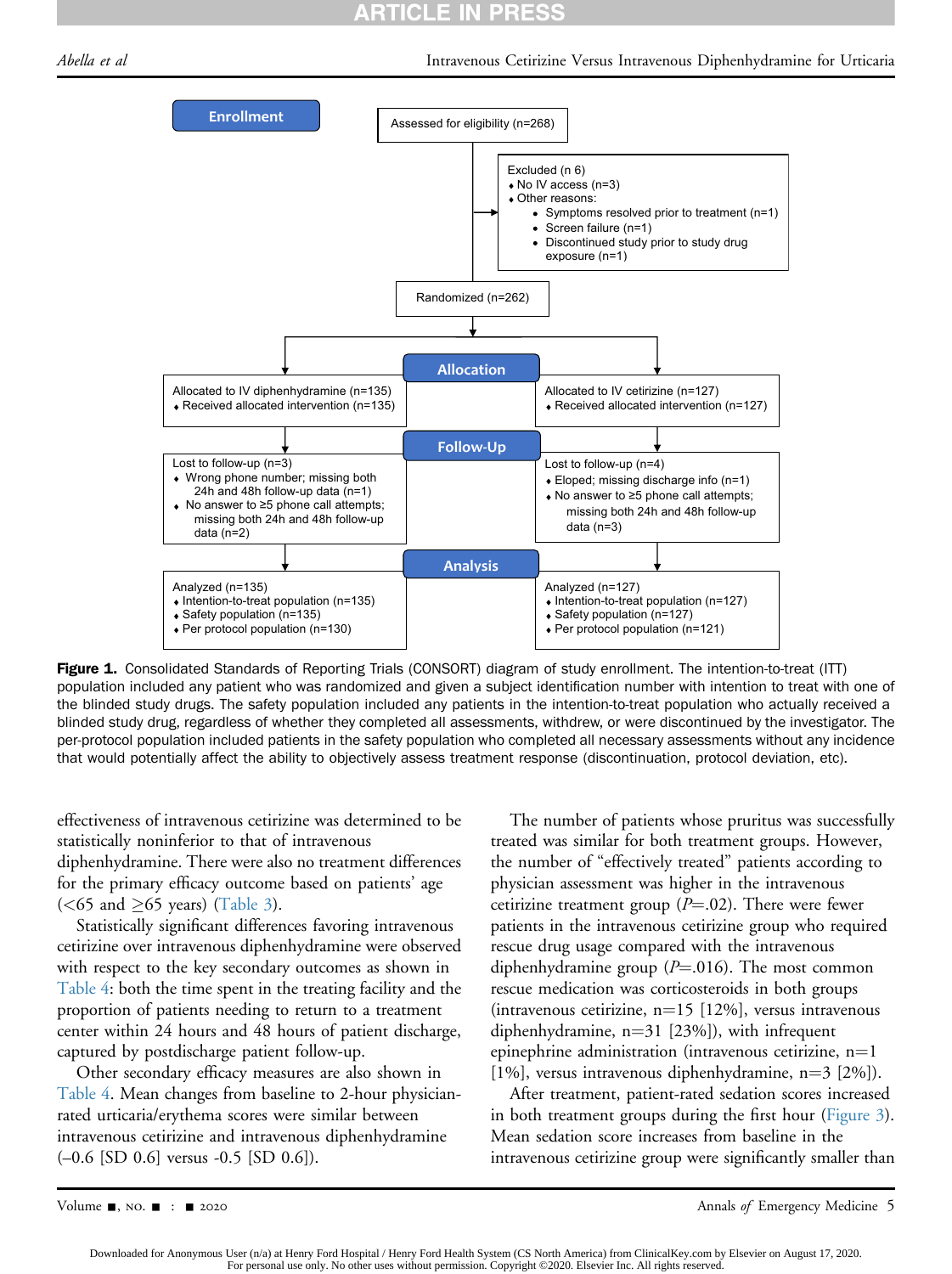Enrollment

Assessed for eligibility (n=268)

Excluded (n 6)
- No IV access (n=3)
- Other reasons:
  - Symptoms resolved prior to treatment (n=1)
  - Screen failure (n=1)
  - Discontinued study prior to study drug exposure (n=1)

Randomized (n=262)

Allocation

| Allocated to IV diphenhydramine (n=135) | Allocated to IV cetirizine (n=127) |
|---|---|
| Received allocated intervention (n=135) | Received allocated intervention (n=127) |

Follow-Up

| Lost to follow-up (n=3) | Lost to follow-up (n=4) |
|---|---|
| Wrong phone number; missing both 24h and 48h follow-up data (n=1) | Eloped; missing discharge info (n=1) |
| No answer to ≥5 phone call attempts; missing both 24h and 48h follow-up data (n=2) | No answer to ≥5 phone call attempts; missing both 24h and 48h follow-up data (n=3) |

Analysis

| Analyzed (n=135) | Analyzed (n=127) |
|---|---|
| Intention-to-treat population (n=135) | Intention-to-treat population (n=127) |
| Safety population (n=135) | Safety population (n=127) |
| Per protocol population (n=130) | Per protocol population (n=121) |

**Figure 1.** Consolidated Standards of Reporting Trials (CONSORT) diagram of study enrollment. The intention-to-treat (ITT) population included any patient who was randomized and given a subject identification number with intention to treat with one of the blinded study drugs. The safety population included any patients in the intention-to-treat population who actually received a blinded study drug, regardless of whether they completed all assessments, withdrew, or were discontinued by the investigator. The per-protocol population included patients in the safety population who completed all necessary assessments without any incidence that would potentially affect the ability to objectively assess treatment response (discontinuation, protocol deviation, etc).

effectiveness of intravenous cetirizine was determined to be statistically noninferior to that of intravenous diphenhydramine. There were also no treatment differences for the primary efficacy outcome based on patients' age (<65 and ≥65 years) (Table 3).

Statistically significant differences favoring intravenous cetirizine over intravenous diphenhydramine were observed with respect to the key secondary outcomes as shown in Table 4: both the time spent in the treating facility and the proportion of patients needing to return to a treatment center within 24 hours and 48 hours of patient discharge, captured by postdischarge patient follow-up.

Other secondary efficacy measures are also shown in Table 4. Mean changes from baseline to 2-hour physician-rated urticaria/erythema scores were similar between intravenous cetirizine and intravenous diphenhydramine (–0.6 [SD 0.6] versus -0.5 [SD 0.6]).

The number of patients whose pruritus was successfully treated was similar for both treatment groups. However, the number of "effectively treated" patients according to physician assessment was higher in the intravenous cetirizine treatment group ($P$=.02). There were fewer patients in the intravenous cetirizine group who required rescue drug usage compared with the intravenous diphenhydramine group ($P$=.016). The most common rescue medication was corticosteroids in both groups (intravenous cetirizine, n=15 [12%], versus intravenous diphenhydramine, n=31 [23%]), with infrequent epinephrine administration (intravenous cetirizine, n=1 [1%], versus intravenous diphenhydramine, n=3 [2%]).

After treatment, patient-rated sedation scores increased in both treatment groups during the first hour (Figure 3). Mean sedation score increases from baseline in the intravenous cetirizine group were significantly smaller than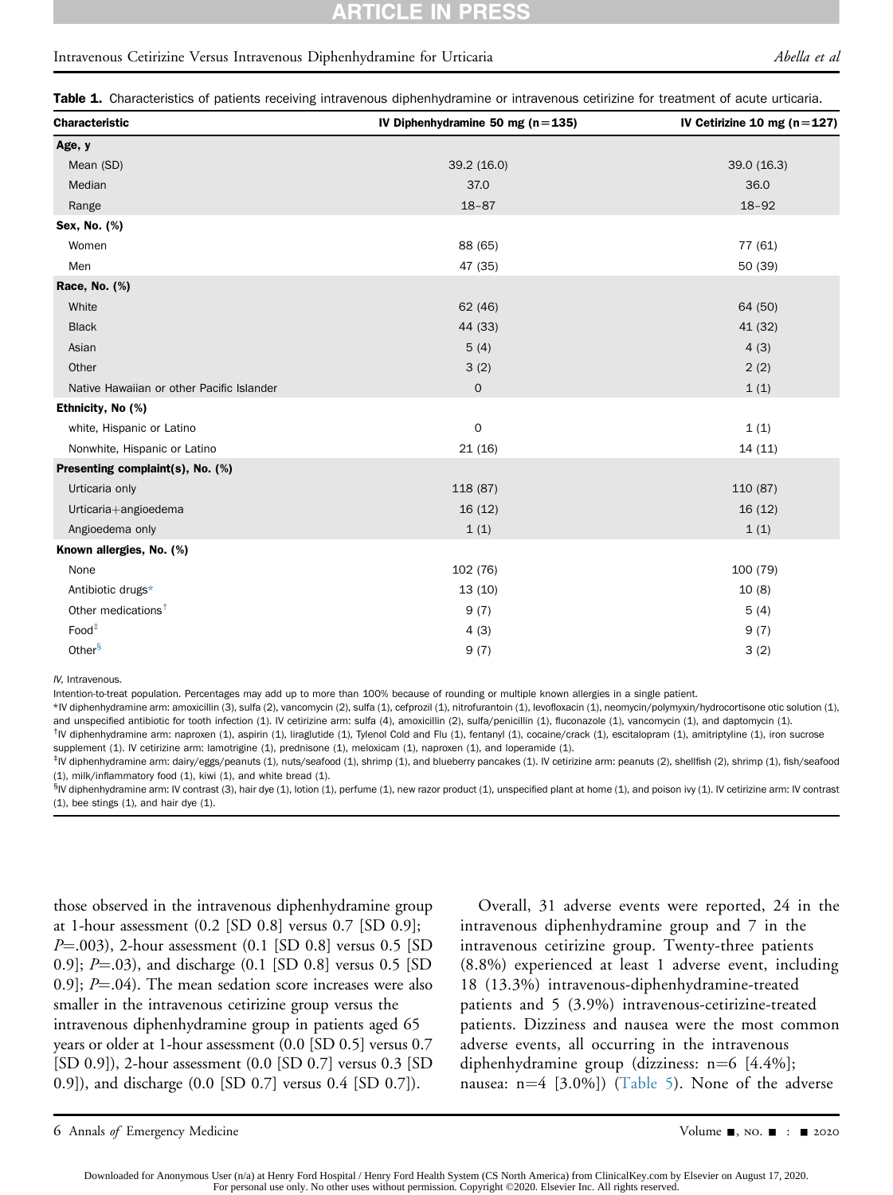**Table 1.** Characteristics of patients receiving intravenous diphenhydramine or intravenous cetirizine for treatment of acute urticaria.

| Characteristic | IV Diphenhydramine 50 mg (n=135) | IV Cetirizine 10 mg (n=127) |
|---|---|---|
| **Age, y** | | |
| Mean (SD) | 39.2 (16.0) | 39.0 (16.3) |
| Median | 37.0 | 36.0 |
| Range | 18–87 | 18–92 |
| **Sex, No. (%)** | | |
| Women | 88 (65) | 77 (61) |
| Men | 47 (35) | 50 (39) |
| **Race, No. (%)** | | |
| White | 62 (46) | 64 (50) |
| Black | 44 (33) | 41 (32) |
| Asian | 5 (4) | 4 (3) |
| Other | 3 (2) | 2 (2) |
| Native Hawaiian or other Pacific Islander | 0 | 1 (1) |
| **Ethnicity, No (%)** | | |
| white, Hispanic or Latino | 0 | 1 (1) |
| Nonwhite, Hispanic or Latino | 21 (16) | 14 (11) |
| **Presenting complaint(s), No. (%)** | | |
| Urticaria only | 118 (87) | 110 (87) |
| Urticaria+angioedema | 16 (12) | 16 (12) |
| Angioedema only | 1 (1) | 1 (1) |
| **Known allergies, No. (%)** | | |
| None | 102 (76) | 100 (79) |
| Antibiotic drugs* | 13 (10) | 10 (8) |
| Other medications† | 9 (7) | 5 (4) |
| Food‡ | 4 (3) | 9 (7) |
| Other§ | 9 (7) | 3 (2) |

*IV*, Intravenous.

Intention-to-treat population. Percentages may add up to more than 100% because of rounding or multiple known allergies in a single patient.

*IV diphenhydramine arm: amoxicillin (3), sulfa (2), vancomycin (2), sulfa (1), cefprozil (1), nitrofurantoin (1), levofloxacin (1), neomycin/polymyxin/hydrocortisone otic solution (1), and unspecified antibiotic for tooth infection (1). IV cetirizine arm: sulfa (4), amoxicillin (2), sulfa/penicillin (1), fluconazole (1), vancomycin (1), and daptomycin (1).

†IV diphenhydramine arm: naproxen (1), aspirin (1), liraglutide (1), Tylenol Cold and Flu (1), fentanyl (1), cocaine/crack (1), escitalopram (1), amitriptyline (1), iron sucrose supplement (1). IV cetirizine arm: lamotrigine (1), prednisone (1), meloxicam (1), naproxen (1), and loperamide (1).

‡IV diphenhydramine arm: dairy/eggs/peanuts (1), nuts/seafood (1), shrimp (1), and blueberry pancakes (1). IV cetirizine arm: peanuts (2), shellfish (2), shrimp (1), fish/seafood (1), milk/inflammatory food (1), kiwi (1), and white bread (1).

§IV diphenhydramine arm: IV contrast (3), hair dye (1), lotion (1), perfume (1), new razor product (1), unspecified plant at home (1), and poison ivy (1). IV cetirizine arm: IV contrast (1), bee stings (1), and hair dye (1).

those observed in the intravenous diphenhydramine group at 1-hour assessment (0.2 [SD 0.8] versus 0.7 [SD 0.9]; $P$=.003), 2-hour assessment (0.1 [SD 0.8] versus 0.5 [SD 0.9]; $P$=.03), and discharge (0.1 [SD 0.8] versus 0.5 [SD 0.9]; $P$=.04). The mean sedation score increases were also smaller in the intravenous cetirizine group versus the intravenous diphenhydramine group in patients aged 65 years or older at 1-hour assessment (0.0 [SD 0.5] versus 0.7 [SD 0.9]), 2-hour assessment (0.0 [SD 0.7] versus 0.3 [SD 0.9]), and discharge (0.0 [SD 0.7] versus 0.4 [SD 0.7]).

Overall, 31 adverse events were reported, 24 in the intravenous diphenhydramine group and 7 in the intravenous cetirizine group. Twenty-three patients (8.8%) experienced at least 1 adverse event, including 18 (13.3%) intravenous-diphenhydramine-treated patients and 5 (3.9%) intravenous-cetirizine-treated patients. Dizziness and nausea were the most common adverse events, all occurring in the intravenous diphenhydramine group (dizziness: n=6 [4.4%]; nausea: n=4 [3.0%]) (Table 5). None of the adverse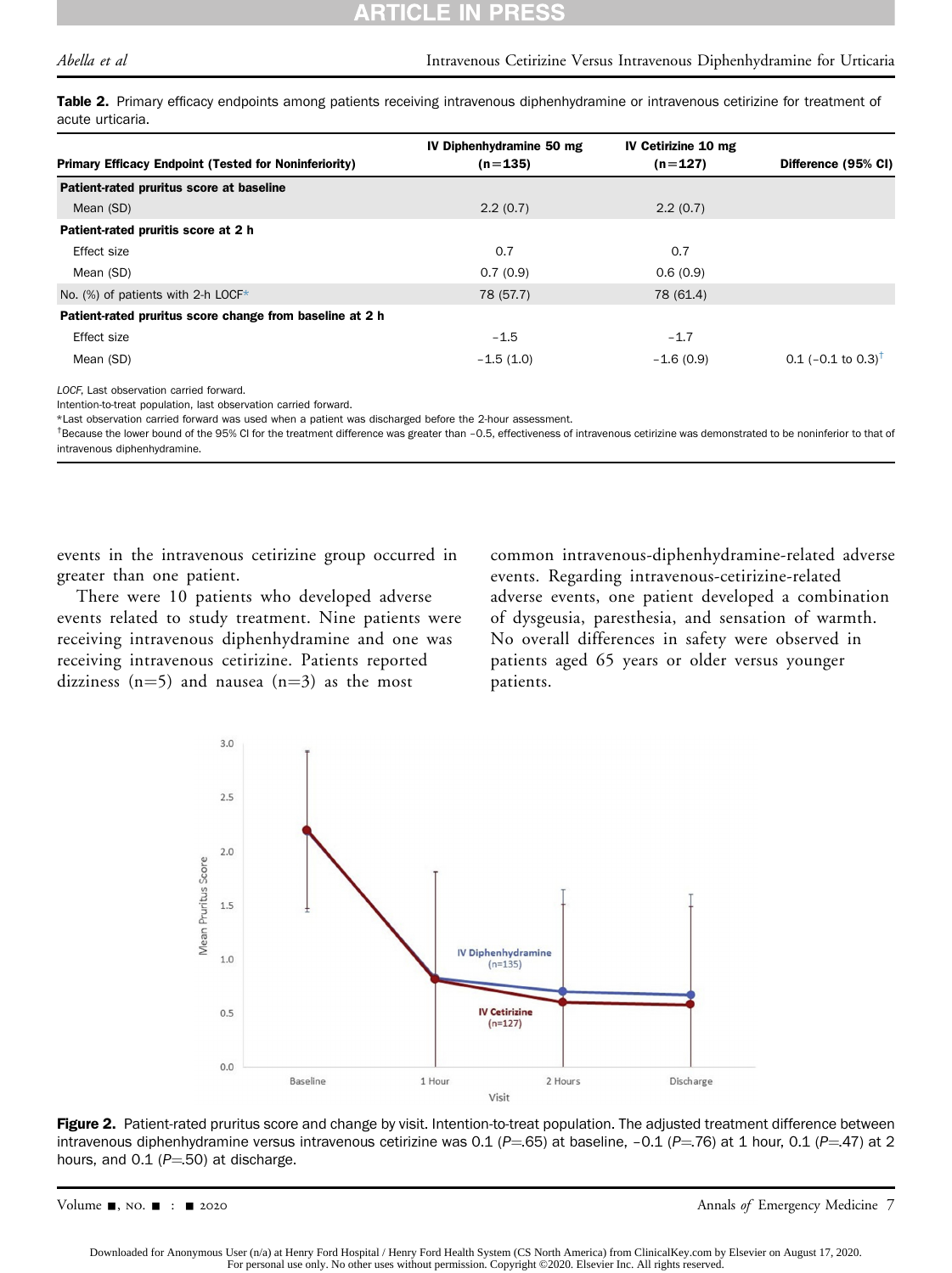**Table 2.** Primary efficacy endpoints among patients receiving intravenous diphenhydramine or intravenous cetirizine for treatment of acute urticaria.

| Primary Efficacy Endpoint (Tested for Noninferiority) | IV Diphenhydramine 50 mg (n=135) | IV Cetirizine 10 mg (n=127) | Difference (95% CI) |
|---|---|---|---|
| **Patient-rated pruritus score at baseline** | | | |
| Mean (SD) | 2.2 (0.7) | 2.2 (0.7) | |
| **Patient-rated pruritis score at 2 h** | | | |
| Effect size | 0.7 | 0.7 | |
| Mean (SD) | 0.7 (0.9) | 0.6 (0.9) | |
| No. (%) of patients with 2-h LOCF* | 78 (57.7) | 78 (61.4) | |
| **Patient-rated pruritus score change from baseline at 2 h** | | | |
| Effect size | −1.5 | −1.7 | |
| Mean (SD) | −1.5 (1.0) | −1.6 (0.9) | 0.1 (−0.1 to 0.3)[†] |

*LOCF*, Last observation carried forward.

Intention-to-treat population, last observation carried forward.

*Last observation carried forward was used when a patient was discharged before the 2-hour assessment.

[†]Because the lower bound of the 95% CI for the treatment difference was greater than −0.5, effectiveness of intravenous cetirizine was demonstrated to be noninferior to that of intravenous diphenhydramine.

events in the intravenous cetirizine group occurred in greater than one patient.

There were 10 patients who developed adverse events related to study treatment. Nine patients were receiving intravenous diphenhydramine and one was receiving intravenous cetirizine. Patients reported dizziness (n=5) and nausea (n=3) as the most common intravenous-diphenhydramine-related adverse events. Regarding intravenous-cetirizine-related adverse events, one patient developed a combination of dysgeusia, paresthesia, and sensation of warmth. No overall differences in safety were observed in patients aged 65 years or older versus younger patients.

**Figure 2.** Patient-rated pruritus score and change by visit. Intention-to-treat population. The adjusted treatment difference between intravenous diphenhydramine versus intravenous cetirizine was 0.1 ($P$=.65) at baseline, −0.1 ($P$=.76) at 1 hour, 0.1 ($P$=.47) at 2 hours, and 0.1 ($P$=.50) at discharge.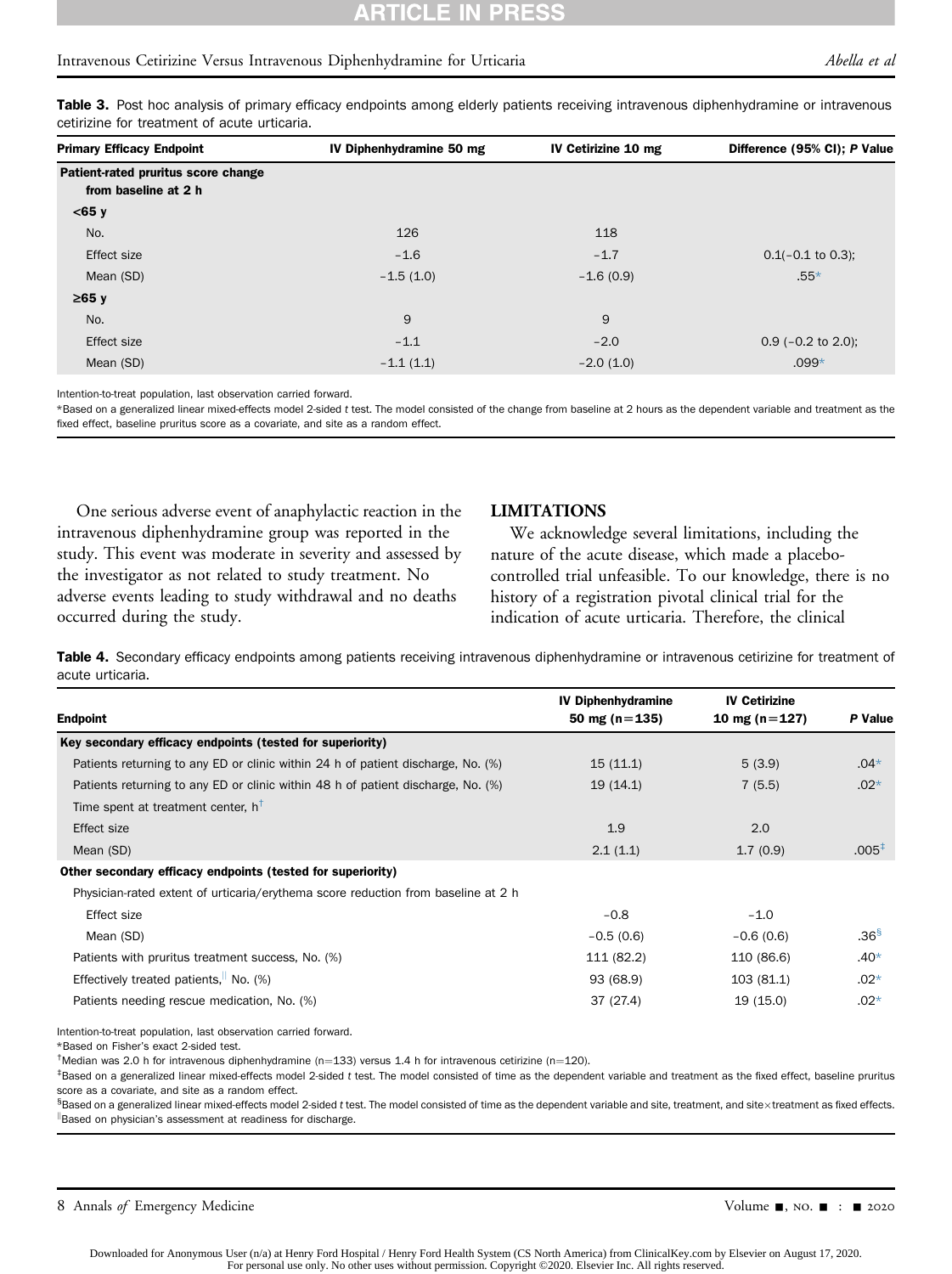**Table 3.** Post hoc analysis of primary efficacy endpoints among elderly patients receiving intravenous diphenhydramine or intravenous cetirizine for treatment of acute urticaria.

| Primary Efficacy Endpoint | IV Diphenhydramine 50 mg | IV Cetirizine 10 mg | Difference (95% CI); P Value |
|---|---|---|---|
| **Patient-rated pruritus score change from baseline at 2 h** | | | |
| **<65 y** | | | |
| No. | 126 | 118 | |
| Effect size | −1.6 | −1.7 | 0.1(−0.1 to 0.3); |
| Mean (SD) | −1.5 (1.0) | −1.6 (0.9) | .55* |
| **≥65 y** | | | |
| No. | 9 | 9 | |
| Effect size | −1.1 | −2.0 | 0.9 (−0.2 to 2.0); |
| Mean (SD) | −1.1 (1.1) | −2.0 (1.0) | .099* |

Intention-to-treat population, last observation carried forward.

*Based on a generalized linear mixed-effects model 2-sided t test. The model consisted of the change from baseline at 2 hours as the dependent variable and treatment as the fixed effect, baseline pruritus score as a covariate, and site as a random effect.

One serious adverse event of anaphylactic reaction in the intravenous diphenhydramine group was reported in the study. This event was moderate in severity and assessed by the investigator as not related to study treatment. No adverse events leading to study withdrawal and no deaths occurred during the study.

## LIMITATIONS

We acknowledge several limitations, including the nature of the acute disease, which made a placebo-controlled trial unfeasible. To our knowledge, there is no history of a registration pivotal clinical trial for the indication of acute urticaria. Therefore, the clinical

**Table 4.** Secondary efficacy endpoints among patients receiving intravenous diphenhydramine or intravenous cetirizine for treatment of acute urticaria.

| Endpoint | IV Diphenhydramine 50 mg (n=135) | IV Cetirizine 10 mg (n=127) | P Value |
|---|---|---|---|
| **Key secondary efficacy endpoints (tested for superiority)** | | | |
| Patients returning to any ED or clinic within 24 h of patient discharge, No. (%) | 15 (11.1) | 5 (3.9) | .04* |
| Patients returning to any ED or clinic within 48 h of patient discharge, No. (%) | 19 (14.1) | 7 (5.5) | .02* |
| Time spent at treatment center, h[†] | | | |
| Effect size | 1.9 | 2.0 | |
| Mean (SD) | 2.1 (1.1) | 1.7 (0.9) | .005[‡] |
| **Other secondary efficacy endpoints (tested for superiority)** | | | |
| Physician-rated extent of urticaria/erythema score reduction from baseline at 2 h | | | |
| Effect size | −0.8 | −1.0 | |
| Mean (SD) | −0.5 (0.6) | −0.6 (0.6) | .36[§] |
| Patients with pruritus treatment success, No. (%) | 111 (82.2) | 110 (86.6) | .40* |
| Effectively treated patients,[‖] No. (%) | 93 (68.9) | 103 (81.1) | .02* |
| Patients needing rescue medication, No. (%) | 37 (27.4) | 19 (15.0) | .02* |

Intention-to-treat population, last observation carried forward.

*Based on Fisher's exact 2-sided test.

[†]Median was 2.0 h for intravenous diphenhydramine (n=133) versus 1.4 h for intravenous cetirizine (n=120).

[‡]Based on a generalized linear mixed-effects model 2-sided t test. The model consisted of time as the dependent variable and treatment as the fixed effect, baseline pruritus score as a covariate, and site as a random effect.

[§]Based on a generalized linear mixed-effects model 2-sided t test. The model consisted of time as the dependent variable and site, treatment, and site×treatment as fixed effects.

[‖]Based on physician's assessment at readiness for discharge.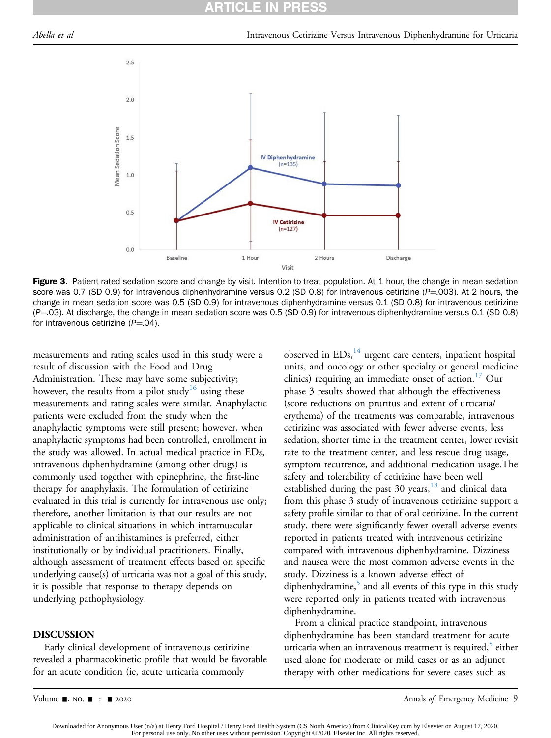**Figure 3.** Patient-rated sedation score and change by visit. Intention-to-treat population. At 1 hour, the change in mean sedation score was 0.7 (SD 0.9) for intravenous diphenhydramine versus 0.2 (SD 0.8) for intravenous cetirizine ($P$=.003). At 2 hours, the change in mean sedation score was 0.5 (SD 0.9) for intravenous diphenhydramine versus 0.1 (SD 0.8) for intravenous cetirizine ($P$=.03). At discharge, the change in mean sedation score was 0.5 (SD 0.9) for intravenous diphenhydramine versus 0.1 (SD 0.8) for intravenous cetirizine ($P$=.04).

measurements and rating scales used in this study were a result of discussion with the Food and Drug Administration. These may have some subjectivity; however, the results from a pilot study[16] using these measurements and rating scales were similar. Anaphylactic patients were excluded from the study when the anaphylactic symptoms were still present; however, when anaphylactic symptoms had been controlled, enrollment in the study was allowed. In actual medical practice in EDs, intravenous diphenhydramine (among other drugs) is commonly used together with epinephrine, the first-line therapy for anaphylaxis. The formulation of cetirizine evaluated in this trial is currently for intravenous use only; therefore, another limitation is that our results are not applicable to clinical situations in which intramuscular administration of antihistamines is preferred, either institutionally or by individual practitioners. Finally, although assessment of treatment effects based on specific underlying cause(s) of urticaria was not a goal of this study, it is possible that response to therapy depends on underlying pathophysiology.

## DISCUSSION

Early clinical development of intravenous cetirizine revealed a pharmacokinetic profile that would be favorable for an acute condition (ie, acute urticaria commonly observed in EDs,[14] urgent care centers, inpatient hospital units, and oncology or other specialty or general medicine clinics) requiring an immediate onset of action.[17] Our phase 3 results showed that although the effectiveness (score reductions on pruritus and extent of urticaria/erythema) of the treatments was comparable, intravenous cetirizine was associated with fewer adverse events, less sedation, shorter time in the treatment center, lower revisit rate to the treatment center, and less rescue drug usage, symptom recurrence, and additional medication usage.The safety and tolerability of cetirizine have been well established during the past 30 years,[18] and clinical data from this phase 3 study of intravenous cetirizine support a safety profile similar to that of oral cetirizine. In the current study, there were significantly fewer overall adverse events reported in patients treated with intravenous cetirizine compared with intravenous diphenhydramine. Dizziness and nausea were the most common adverse events in the study. Dizziness is a known adverse effect of diphenhydramine,[5] and all events of this type in this study were reported only in patients treated with intravenous diphenhydramine.

From a clinical practice standpoint, intravenous diphenhydramine has been standard treatment for acute urticaria when an intravenous treatment is required,[5] either used alone for moderate or mild cases or as an adjunct therapy with other medications for severe cases such as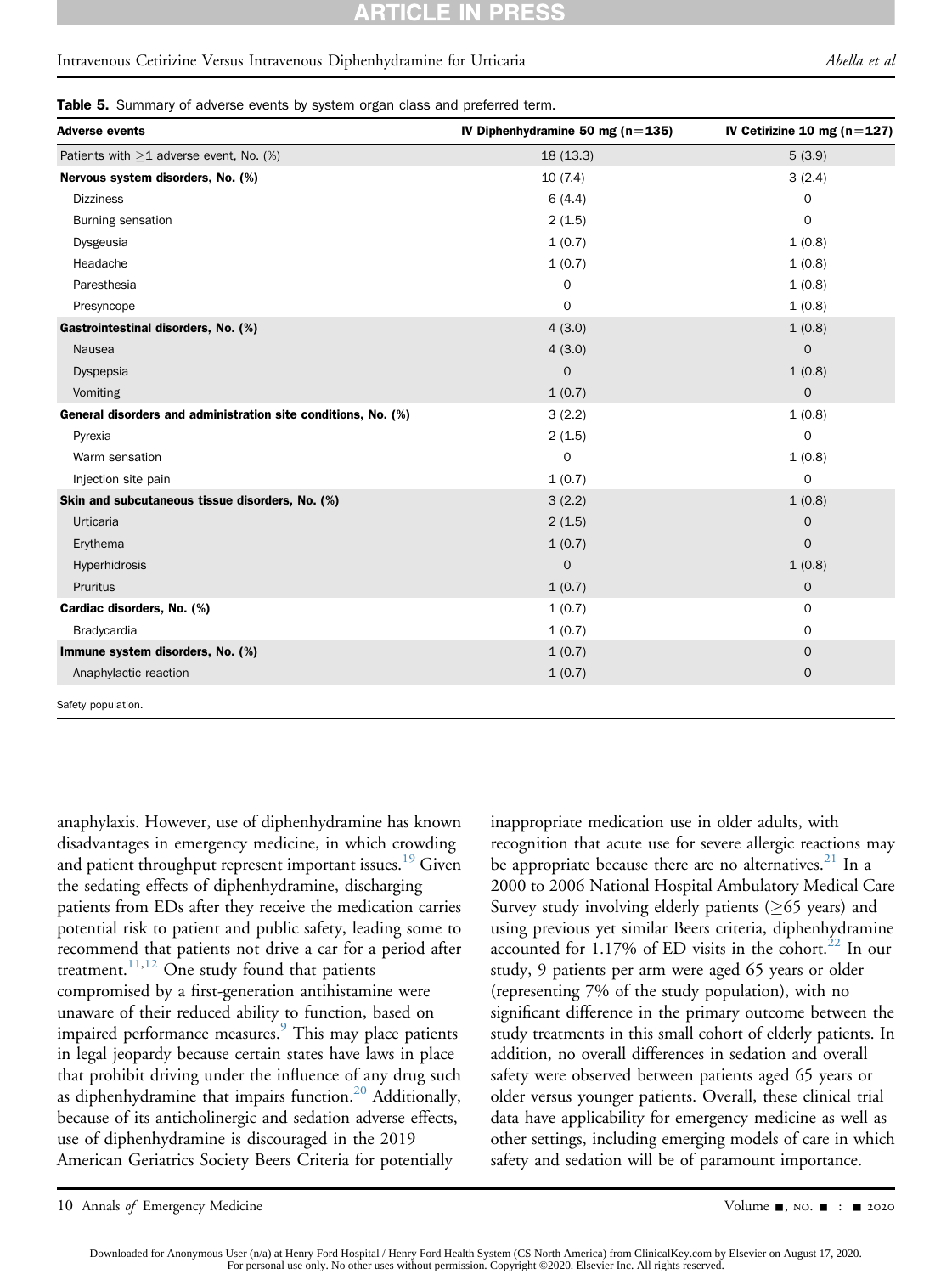**Table 5.** Summary of adverse events by system organ class and preferred term.

| Adverse events | IV Diphenhydramine 50 mg (n=135) | IV Cetirizine 10 mg (n=127) |
|---|---|---|
| Patients with ≥1 adverse event, No. (%) | 18 (13.3) | 5 (3.9) |
| **Nervous system disorders, No. (%)** | 10 (7.4) | 3 (2.4) |
| Dizziness | 6 (4.4) | 0 |
| Burning sensation | 2 (1.5) | 0 |
| Dysgeusia | 1 (0.7) | 1 (0.8) |
| Headache | 1 (0.7) | 1 (0.8) |
| Paresthesia | 0 | 1 (0.8) |
| Presyncope | 0 | 1 (0.8) |
| **Gastrointestinal disorders, No. (%)** | 4 (3.0) | 1 (0.8) |
| Nausea | 4 (3.0) | 0 |
| Dyspepsia | 0 | 1 (0.8) |
| Vomiting | 1 (0.7) | 0 |
| **General disorders and administration site conditions, No. (%)** | 3 (2.2) | 1 (0.8) |
| Pyrexia | 2 (1.5) | 0 |
| Warm sensation | 0 | 1 (0.8) |
| Injection site pain | 1 (0.7) | 0 |
| **Skin and subcutaneous tissue disorders, No. (%)** | 3 (2.2) | 1 (0.8) |
| Urticaria | 2 (1.5) | 0 |
| Erythema | 1 (0.7) | 0 |
| Hyperhidrosis | 0 | 1 (0.8) |
| Pruritus | 1 (0.7) | 0 |
| **Cardiac disorders, No. (%)** | 1 (0.7) | 0 |
| Bradycardia | 1 (0.7) | 0 |
| **Immune system disorders, No. (%)** | 1 (0.7) | 0 |
| Anaphylactic reaction | 1 (0.7) | 0 |

Safety population.

anaphylaxis. However, use of diphenhydramine has known disadvantages in emergency medicine, in which crowding and patient throughput represent important issues.[19] Given the sedating effects of diphenhydramine, discharging patients from EDs after they receive the medication carries potential risk to patient and public safety, leading some to recommend that patients not drive a car for a period after treatment.[11,12] One study found that patients compromised by a first-generation antihistamine were unaware of their reduced ability to function, based on impaired performance measures.[9] This may place patients in legal jeopardy because certain states have laws in place that prohibit driving under the influence of any drug such as diphenhydramine that impairs function.[20] Additionally, because of its anticholinergic and sedation adverse effects, use of diphenhydramine is discouraged in the 2019 American Geriatrics Society Beers Criteria for potentially inappropriate medication use in older adults, with recognition that acute use for severe allergic reactions may be appropriate because there are no alternatives.[21] In a 2000 to 2006 National Hospital Ambulatory Medical Care Survey study involving elderly patients (≥65 years) and using previous yet similar Beers criteria, diphenhydramine accounted for 1.17% of ED visits in the cohort.[22] In our study, 9 patients per arm were aged 65 years or older (representing 7% of the study population), with no significant difference in the primary outcome between the study treatments in this small cohort of elderly patients. In addition, no overall differences in sedation and overall safety were observed between patients aged 65 years or older versus younger patients. Overall, these clinical trial data have applicability for emergency medicine as well as other settings, including emerging models of care in which safety and sedation will be of paramount importance.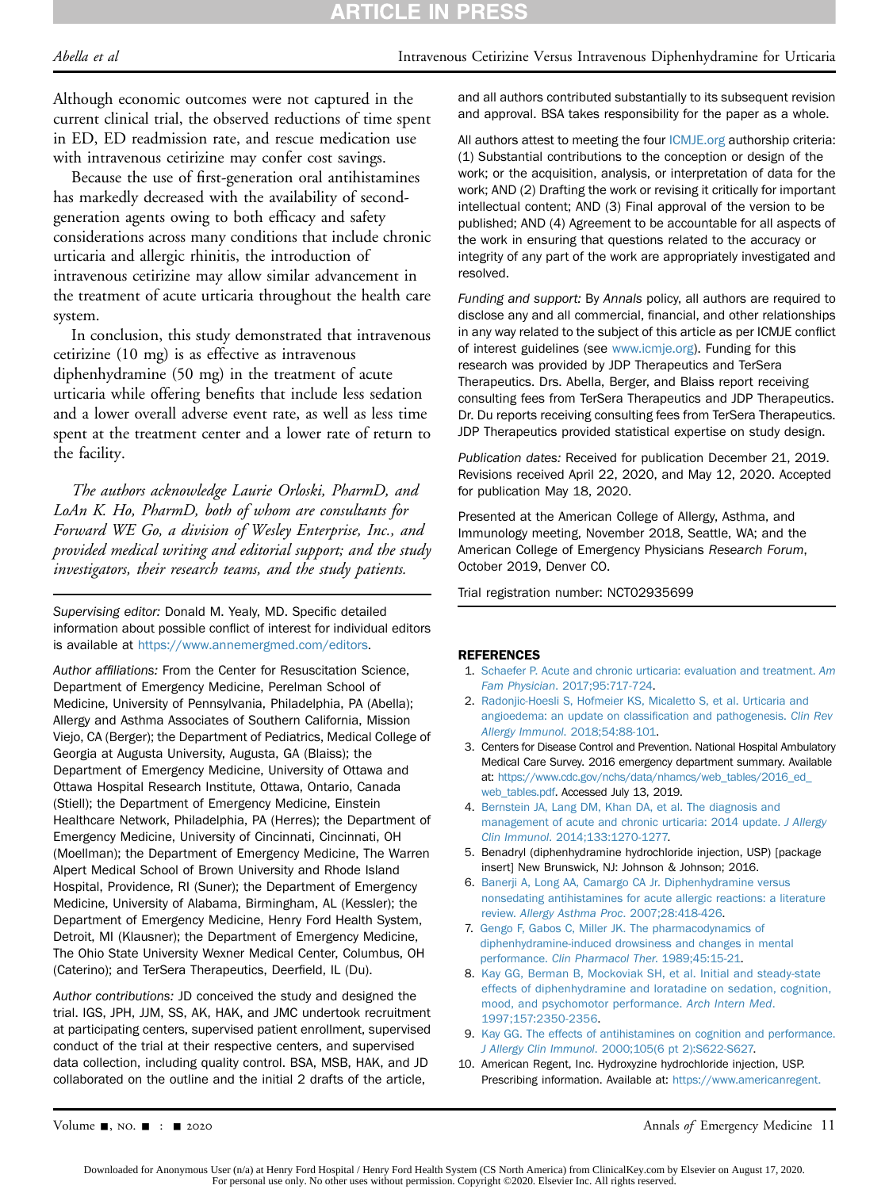Although economic outcomes were not captured in the current clinical trial, the observed reductions of time spent in ED, ED readmission rate, and rescue medication use with intravenous cetirizine may confer cost savings.

Because the use of first-generation oral antihistamines has markedly decreased with the availability of second-generation agents owing to both efficacy and safety considerations across many conditions that include chronic urticaria and allergic rhinitis, the introduction of intravenous cetirizine may allow similar advancement in the treatment of acute urticaria throughout the health care system.

In conclusion, this study demonstrated that intravenous cetirizine (10 mg) is as effective as intravenous diphenhydramine (50 mg) in the treatment of acute urticaria while offering benefits that include less sedation and a lower overall adverse event rate, as well as less time spent at the treatment center and a lower rate of return to the facility.

*The authors acknowledge Laurie Orloski, PharmD, and LoAn K. Ho, PharmD, both of whom are consultants for Forward WE Go, a division of Wesley Enterprise, Inc., and provided medical writing and editorial support; and the study investigators, their research teams, and the study patients.*

*Supervising editor:* Donald M. Yealy, MD. Specific detailed information about possible conflict of interest for individual editors is available at https://www.annemergmed.com/editors.

*Author affiliations:* From the Center for Resuscitation Science, Department of Emergency Medicine, Perelman School of Medicine, University of Pennsylvania, Philadelphia, PA (Abella); Allergy and Asthma Associates of Southern California, Mission Viejo, CA (Berger); the Department of Pediatrics, Medical College of Georgia at Augusta University, Augusta, GA (Blaiss); the Department of Emergency Medicine, University of Ottawa and Ottawa Hospital Research Institute, Ottawa, Ontario, Canada (Stiell); the Department of Emergency Medicine, Einstein Healthcare Network, Philadelphia, PA (Herres); the Department of Emergency Medicine, University of Cincinnati, Cincinnati, OH (Moellman); the Department of Emergency Medicine, The Warren Alpert Medical School of Brown University and Rhode Island Hospital, Providence, RI (Suner); the Department of Emergency Medicine, University of Alabama, Birmingham, AL (Kessler); the Department of Emergency Medicine, Henry Ford Health System, Detroit, MI (Klausner); the Department of Emergency Medicine, The Ohio State University Wexner Medical Center, Columbus, OH (Caterino); and TerSera Therapeutics, Deerfield, IL (Du).

*Author contributions:* JD conceived the study and designed the trial. IGS, JPH, JJM, SS, AK, HAK, and JMC undertook recruitment at participating centers, supervised patient enrollment, supervised conduct of the trial at their respective centers, and supervised data collection, including quality control. BSA, MSB, HAK, and JD collaborated on the outline and the initial 2 drafts of the article, and all authors contributed substantially to its subsequent revision and approval. BSA takes responsibility for the paper as a whole.

All authors attest to meeting the four ICMJE.org authorship criteria: (1) Substantial contributions to the conception or design of the work; or the acquisition, analysis, or interpretation of data for the work; AND (2) Drafting the work or revising it critically for important intellectual content; AND (3) Final approval of the version to be published; AND (4) Agreement to be accountable for all aspects of the work in ensuring that questions related to the accuracy or integrity of any part of the work are appropriately investigated and resolved.

*Funding and support:* By *Annals* policy, all authors are required to disclose any and all commercial, financial, and other relationships in any way related to the subject of this article as per ICMJE conflict of interest guidelines (see www.icmje.org). Funding for this research was provided by JDP Therapeutics and TerSera Therapeutics. Drs. Abella, Berger, and Blaiss report receiving consulting fees from TerSera Therapeutics and JDP Therapeutics. Dr. Du reports receiving consulting fees from TerSera Therapeutics. JDP Therapeutics provided statistical expertise on study design.

*Publication dates:* Received for publication December 21, 2019. Revisions received April 22, 2020, and May 12, 2020. Accepted for publication May 18, 2020.

Presented at the American College of Allergy, Asthma, and Immunology meeting, November 2018, Seattle, WA; and the American College of Emergency Physicians *Research Forum*, October 2019, Denver CO.

Trial registration number: NCT02935699

## REFERENCES

1. Schaefer P. Acute and chronic urticaria: evaluation and treatment. *Am Fam Physician*. 2017;95:717-724.
2. Radonjic-Hoesli S, Hofmeier KS, Micaletto S, et al. Urticaria and angioedema: an update on classification and pathogenesis. *Clin Rev Allergy Immunol*. 2018;54:88-101.
3. Centers for Disease Control and Prevention. National Hospital Ambulatory Medical Care Survey. 2016 emergency department summary. Available at: https://www.cdc.gov/nchs/data/nhamcs/web_tables/2016_ed_web_tables.pdf. Accessed July 13, 2019.
4. Bernstein JA, Lang DM, Khan DA, et al. The diagnosis and management of acute and chronic urticaria: 2014 update. *J Allergy Clin Immunol*. 2014;133:1270-1277.
5. Benadryl (diphenhydramine hydrochloride injection, USP) [package insert] New Brunswick, NJ: Johnson & Johnson; 2016.
6. Banerji A, Long AA, Camargo CA Jr. Diphenhydramine versus nonsedating antihistamines for acute allergic reactions: a literature review. *Allergy Asthma Proc*. 2007;28:418-426.
7. Gengo F, Gabos C, Miller JK. The pharmacodynamics of diphenhydramine-induced drowsiness and changes in mental performance. *Clin Pharmacol Ther*. 1989;45:15-21.
8. Kay GG, Berman B, Mockoviak SH, et al. Initial and steady-state effects of diphenhydramine and loratadine on sedation, cognition, mood, and psychomotor performance. *Arch Intern Med*. 1997;157:2350-2356.
9. Kay GG. The effects of antihistamines on cognition and performance. *J Allergy Clin Immunol*. 2000;105(6 pt 2):S622-S627.
10. American Regent, Inc. Hydroxyzine hydrochloride injection, USP. Prescribing information. Available at: https://www.americanregent.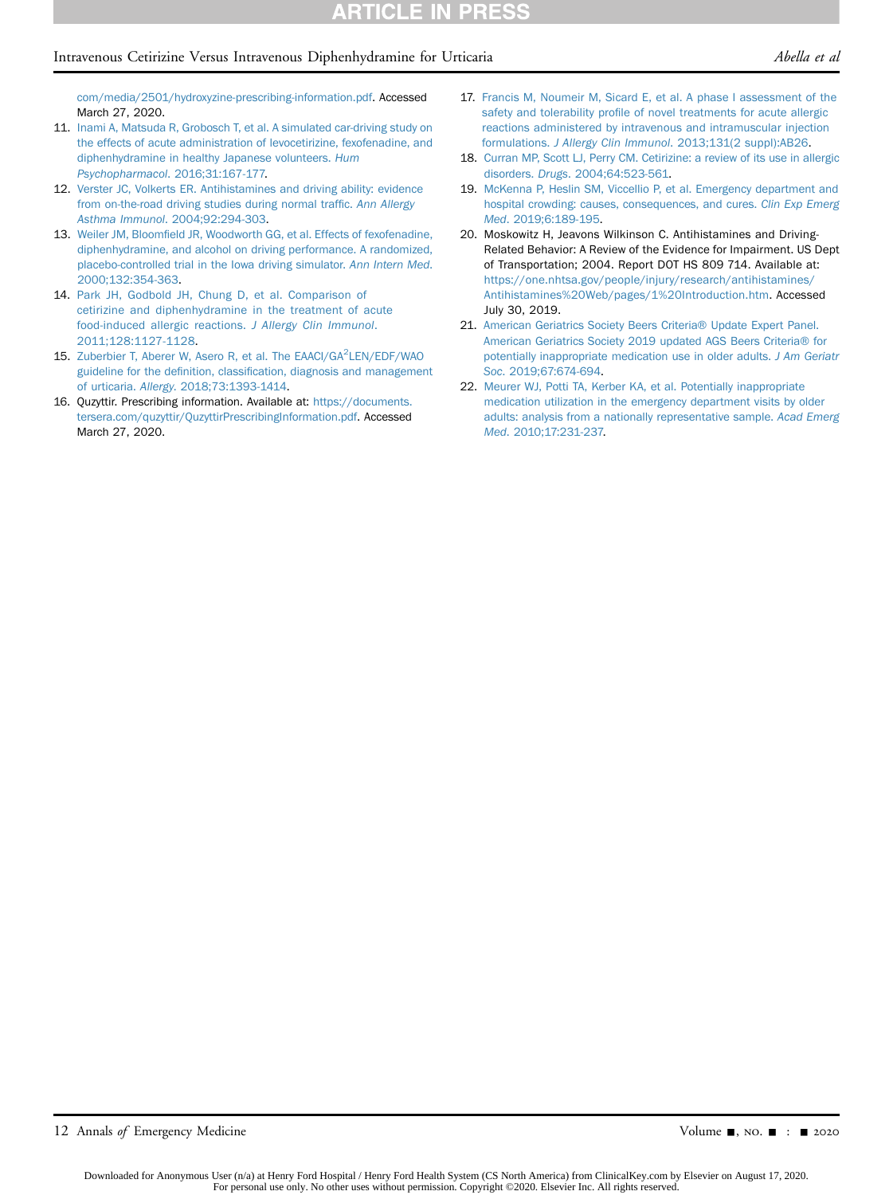com/media/2501/hydroxyzine-prescribing-information.pdf. Accessed March 27, 2020.

11. Inami A, Matsuda R, Grobosch T, et al. A simulated car-driving study on the effects of acute administration of levocetirizine, fexofenadine, and diphenhydramine in healthy Japanese volunteers. *Hum Psychopharmacol*. 2016;31:167-177.
12. Verster JC, Volkerts ER. Antihistamines and driving ability: evidence from on-the-road driving studies during normal traffic. *Ann Allergy Asthma Immunol*. 2004;92:294-303.
13. Weiler JM, Bloomfield JR, Woodworth GG, et al. Effects of fexofenadine, diphenhydramine, and alcohol on driving performance. A randomized, placebo-controlled trial in the Iowa driving simulator. *Ann Intern Med*. 2000;132:354-363.
14. Park JH, Godbold JH, Chung D, et al. Comparison of cetirizine and diphenhydramine in the treatment of acute food-induced allergic reactions. *J Allergy Clin Immunol*. 2011;128:1127-1128.
15. Zuberbier T, Aberer W, Asero R, et al. The EAACI/GA$^2$LEN/EDF/WAO guideline for the definition, classification, diagnosis and management of urticaria. *Allergy*. 2018;73:1393-1414.
16. Quzyttir. Prescribing information. Available at: https://documents.tersera.com/quzyttir/QuzyttirPrescribingInformation.pdf. Accessed March 27, 2020.
17. Francis M, Noumeir M, Sicard E, et al. A phase I assessment of the safety and tolerability profile of novel treatments for acute allergic reactions administered by intravenous and intramuscular injection formulations. *J Allergy Clin Immunol*. 2013;131(2 suppl):AB26.
18. Curran MP, Scott LJ, Perry CM. Cetirizine: a review of its use in allergic disorders. *Drugs*. 2004;64:523-561.
19. McKenna P, Heslin SM, Viccellio P, et al. Emergency department and hospital crowding: causes, consequences, and cures. *Clin Exp Emerg Med*. 2019;6:189-195.
20. Moskowitz H, Jeavons Wilkinson C. Antihistamines and Driving-Related Behavior: A Review of the Evidence for Impairment. US Dept of Transportation; 2004. Report DOT HS 809 714. Available at: https://one.nhtsa.gov/people/injury/research/antihistamines/Antihistamines%20Web/pages/1%20Introduction.htm. Accessed July 30, 2019.
21. American Geriatrics Society Beers Criteria® Update Expert Panel. American Geriatrics Society 2019 updated AGS Beers Criteria® for potentially inappropriate medication use in older adults. *J Am Geriatr Soc*. 2019;67:674-694.
22. Meurer WJ, Potti TA, Kerber KA, et al. Potentially inappropriate medication utilization in the emergency department visits by older adults: analysis from a nationally representative sample. *Acad Emerg Med*. 2010;17:231-237.